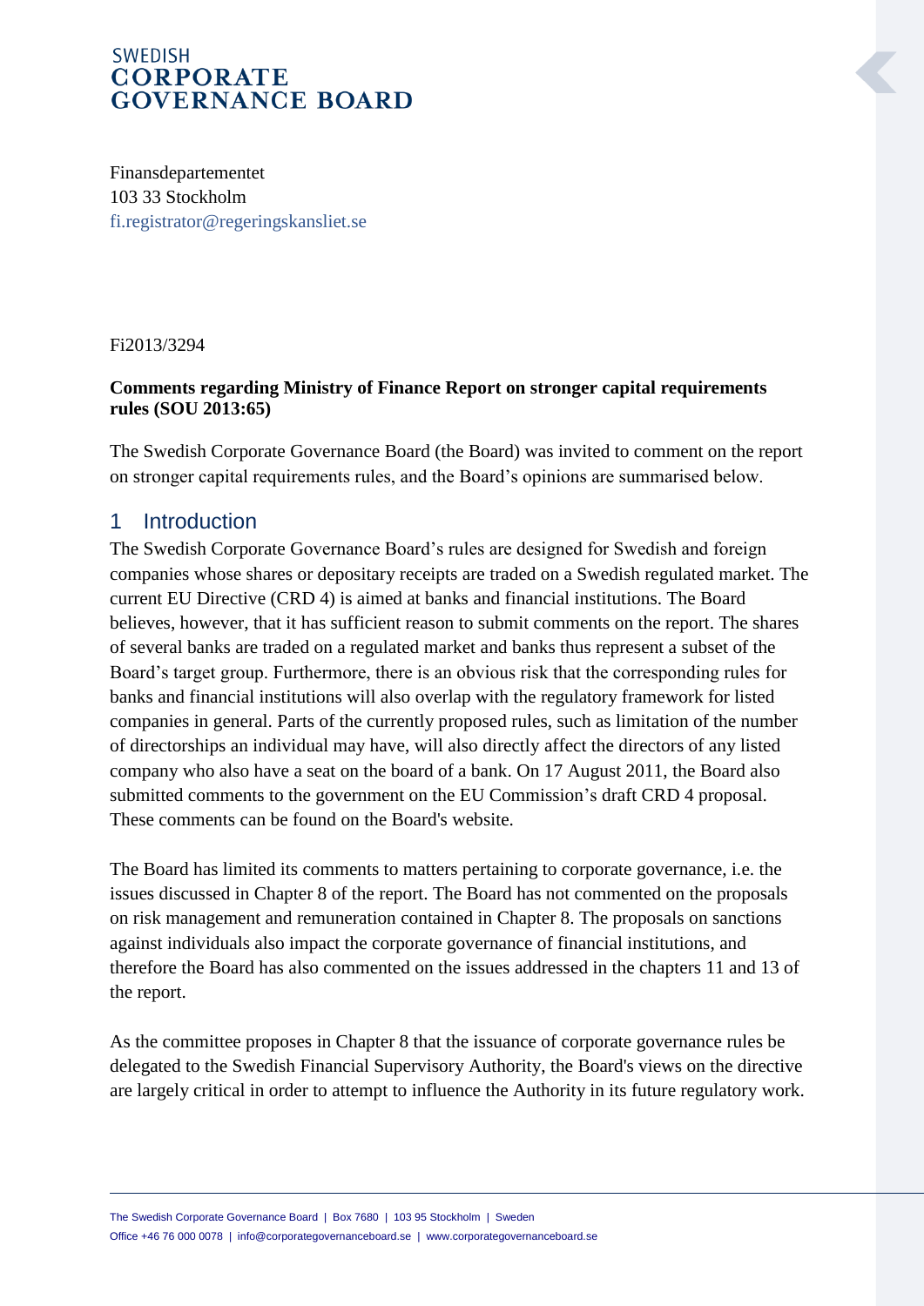SWEDISH
**CORPORATE GOVERNANCE BOARD**

Finansdepartementet
103 33 Stockholm
fi.registrator@regeringskansliet.se

Fi2013/3294

**Comments regarding Ministry of Finance Report on stronger capital requirements rules (SOU 2013:65)**

The Swedish Corporate Governance Board (the Board) was invited to comment on the report on stronger capital requirements rules, and the Board's opinions are summarised below.

## 1 Introduction

The Swedish Corporate Governance Board's rules are designed for Swedish and foreign companies whose shares or depositary receipts are traded on a Swedish regulated market. The current EU Directive (CRD 4) is aimed at banks and financial institutions. The Board believes, however, that it has sufficient reason to submit comments on the report. The shares of several banks are traded on a regulated market and banks thus represent a subset of the Board's target group. Furthermore, there is an obvious risk that the corresponding rules for banks and financial institutions will also overlap with the regulatory framework for listed companies in general. Parts of the currently proposed rules, such as limitation of the number of directorships an individual may have, will also directly affect the directors of any listed company who also have a seat on the board of a bank. On 17 August 2011, the Board also submitted comments to the government on the EU Commission's draft CRD 4 proposal. These comments can be found on the Board's website.

The Board has limited its comments to matters pertaining to corporate governance, i.e. the issues discussed in Chapter 8 of the report. The Board has not commented on the proposals on risk management and remuneration contained in Chapter 8. The proposals on sanctions against individuals also impact the corporate governance of financial institutions, and therefore the Board has also commented on the issues addressed in the chapters 11 and 13 of the report.

As the committee proposes in Chapter 8 that the issuance of corporate governance rules be delegated to the Swedish Financial Supervisory Authority, the Board's views on the directive are largely critical in order to attempt to influence the Authority in its future regulatory work.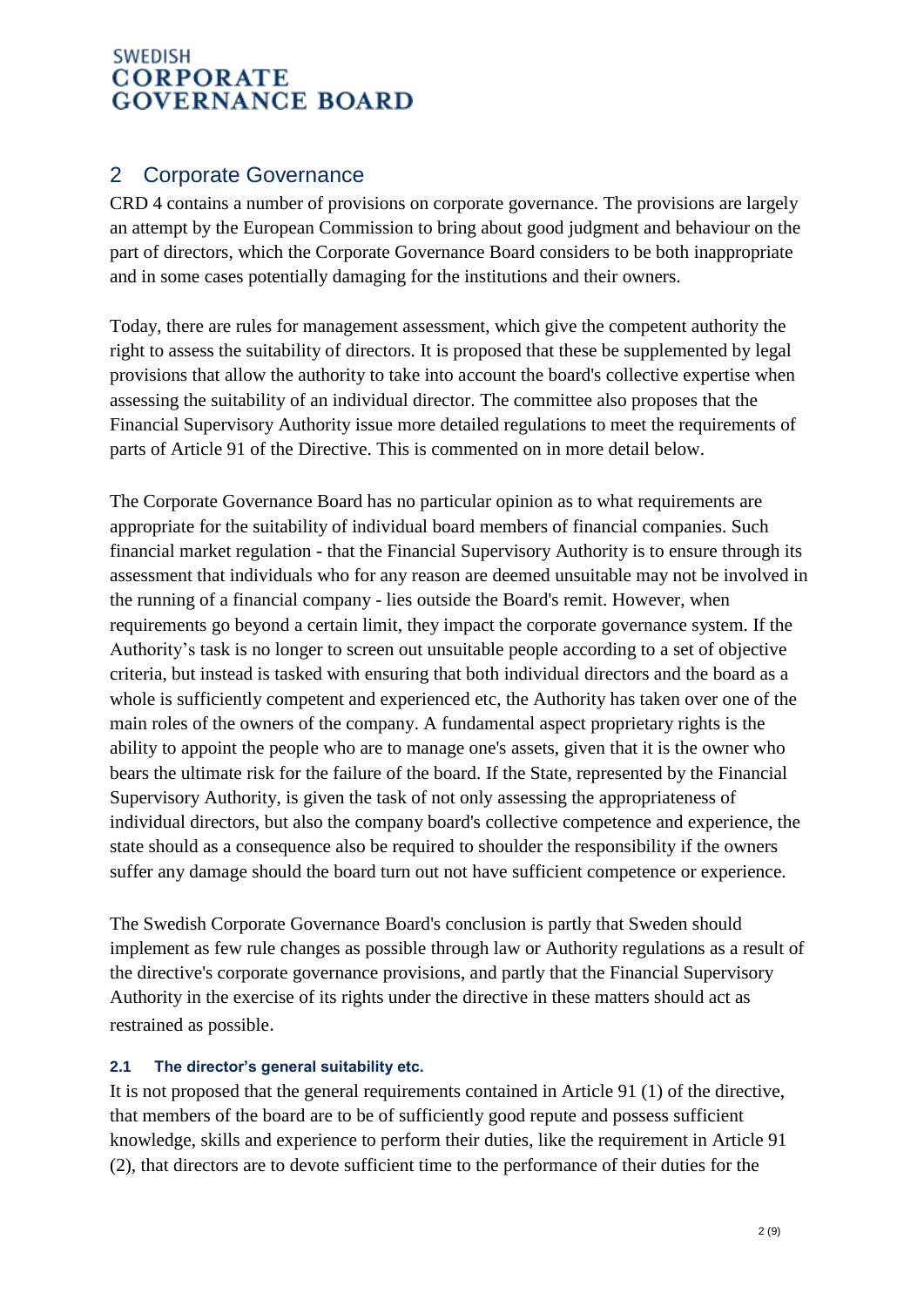## 2 Corporate Governance

CRD 4 contains a number of provisions on corporate governance. The provisions are largely an attempt by the European Commission to bring about good judgment and behaviour on the part of directors, which the Corporate Governance Board considers to be both inappropriate and in some cases potentially damaging for the institutions and their owners.

Today, there are rules for management assessment, which give the competent authority the right to assess the suitability of directors. It is proposed that these be supplemented by legal provisions that allow the authority to take into account the board's collective expertise when assessing the suitability of an individual director. The committee also proposes that the Financial Supervisory Authority issue more detailed regulations to meet the requirements of parts of Article 91 of the Directive. This is commented on in more detail below.

The Corporate Governance Board has no particular opinion as to what requirements are appropriate for the suitability of individual board members of financial companies. Such financial market regulation - that the Financial Supervisory Authority is to ensure through its assessment that individuals who for any reason are deemed unsuitable may not be involved in the running of a financial company - lies outside the Board's remit. However, when requirements go beyond a certain limit, they impact the corporate governance system. If the Authority's task is no longer to screen out unsuitable people according to a set of objective criteria, but instead is tasked with ensuring that both individual directors and the board as a whole is sufficiently competent and experienced etc, the Authority has taken over one of the main roles of the owners of the company. A fundamental aspect proprietary rights is the ability to appoint the people who are to manage one's assets, given that it is the owner who bears the ultimate risk for the failure of the board. If the State, represented by the Financial Supervisory Authority, is given the task of not only assessing the appropriateness of individual directors, but also the company board's collective competence and experience, the state should as a consequence also be required to shoulder the responsibility if the owners suffer any damage should the board turn out not have sufficient competence or experience.

The Swedish Corporate Governance Board's conclusion is partly that Sweden should implement as few rule changes as possible through law or Authority regulations as a result of the directive's corporate governance provisions, and partly that the Financial Supervisory Authority in the exercise of its rights under the directive in these matters should act as restrained as possible.

### 2.1 The director's general suitability etc.

It is not proposed that the general requirements contained in Article 91 (1) of the directive, that members of the board are to be of sufficiently good repute and possess sufficient knowledge, skills and experience to perform their duties, like the requirement in Article 91 (2), that directors are to devote sufficient time to the performance of their duties for the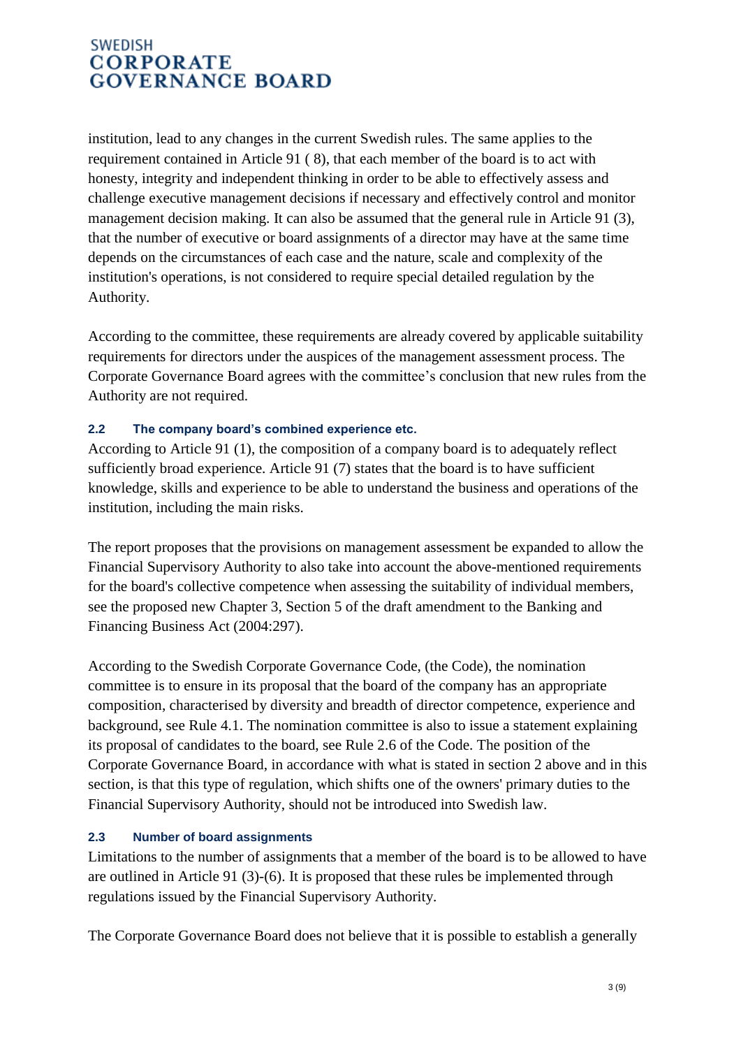institution, lead to any changes in the current Swedish rules. The same applies to the requirement contained in Article 91 ( 8), that each member of the board is to act with honesty, integrity and independent thinking in order to be able to effectively assess and challenge executive management decisions if necessary and effectively control and monitor management decision making. It can also be assumed that the general rule in Article 91 (3), that the number of executive or board assignments of a director may have at the same time depends on the circumstances of each case and the nature, scale and complexity of the institution's operations, is not considered to require special detailed regulation by the Authority.

According to the committee, these requirements are already covered by applicable suitability requirements for directors under the auspices of the management assessment process. The Corporate Governance Board agrees with the committee's conclusion that new rules from the Authority are not required.

### 2.2 The company board's combined experience etc.

According to Article 91 (1), the composition of a company board is to adequately reflect sufficiently broad experience. Article 91 (7) states that the board is to have sufficient knowledge, skills and experience to be able to understand the business and operations of the institution, including the main risks.

The report proposes that the provisions on management assessment be expanded to allow the Financial Supervisory Authority to also take into account the above-mentioned requirements for the board's collective competence when assessing the suitability of individual members, see the proposed new Chapter 3, Section 5 of the draft amendment to the Banking and Financing Business Act (2004:297).

According to the Swedish Corporate Governance Code, (the Code), the nomination committee is to ensure in its proposal that the board of the company has an appropriate composition, characterised by diversity and breadth of director competence, experience and background, see Rule 4.1. The nomination committee is also to issue a statement explaining its proposal of candidates to the board, see Rule 2.6 of the Code. The position of the Corporate Governance Board, in accordance with what is stated in section 2 above and in this section, is that this type of regulation, which shifts one of the owners' primary duties to the Financial Supervisory Authority, should not be introduced into Swedish law.

### 2.3 Number of board assignments

Limitations to the number of assignments that a member of the board is to be allowed to have are outlined in Article 91 (3)-(6). It is proposed that these rules be implemented through regulations issued by the Financial Supervisory Authority.

The Corporate Governance Board does not believe that it is possible to establish a generally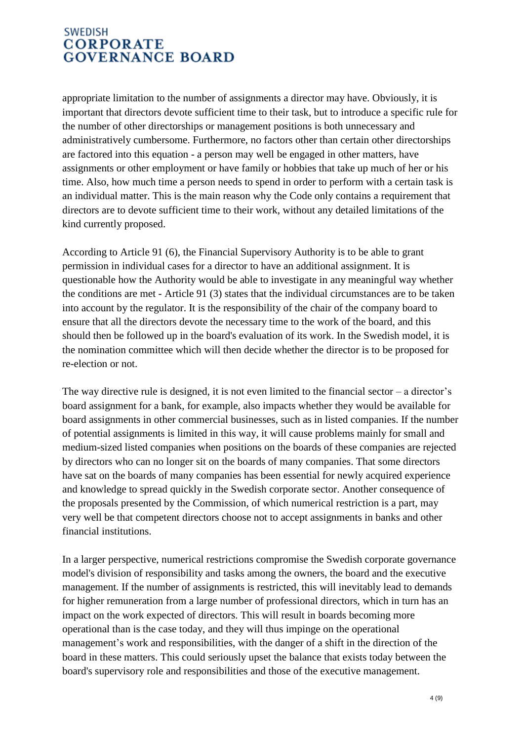appropriate limitation to the number of assignments a director may have. Obviously, it is important that directors devote sufficient time to their task, but to introduce a specific rule for the number of other directorships or management positions is both unnecessary and administratively cumbersome. Furthermore, no factors other than certain other directorships are factored into this equation - a person may well be engaged in other matters, have assignments or other employment or have family or hobbies that take up much of her or his time. Also, how much time a person needs to spend in order to perform with a certain task is an individual matter. This is the main reason why the Code only contains a requirement that directors are to devote sufficient time to their work, without any detailed limitations of the kind currently proposed.

According to Article 91 (6), the Financial Supervisory Authority is to be able to grant permission in individual cases for a director to have an additional assignment. It is questionable how the Authority would be able to investigate in any meaningful way whether the conditions are met - Article 91 (3) states that the individual circumstances are to be taken into account by the regulator. It is the responsibility of the chair of the company board to ensure that all the directors devote the necessary time to the work of the board, and this should then be followed up in the board's evaluation of its work. In the Swedish model, it is the nomination committee which will then decide whether the director is to be proposed for re-election or not.

The way directive rule is designed, it is not even limited to the financial sector – a director's board assignment for a bank, for example, also impacts whether they would be available for board assignments in other commercial businesses, such as in listed companies. If the number of potential assignments is limited in this way, it will cause problems mainly for small and medium-sized listed companies when positions on the boards of these companies are rejected by directors who can no longer sit on the boards of many companies. That some directors have sat on the boards of many companies has been essential for newly acquired experience and knowledge to spread quickly in the Swedish corporate sector. Another consequence of the proposals presented by the Commission, of which numerical restriction is a part, may very well be that competent directors choose not to accept assignments in banks and other financial institutions.

In a larger perspective, numerical restrictions compromise the Swedish corporate governance model's division of responsibility and tasks among the owners, the board and the executive management. If the number of assignments is restricted, this will inevitably lead to demands for higher remuneration from a large number of professional directors, which in turn has an impact on the work expected of directors. This will result in boards becoming more operational than is the case today, and they will thus impinge on the operational management's work and responsibilities, with the danger of a shift in the direction of the board in these matters. This could seriously upset the balance that exists today between the board's supervisory role and responsibilities and those of the executive management.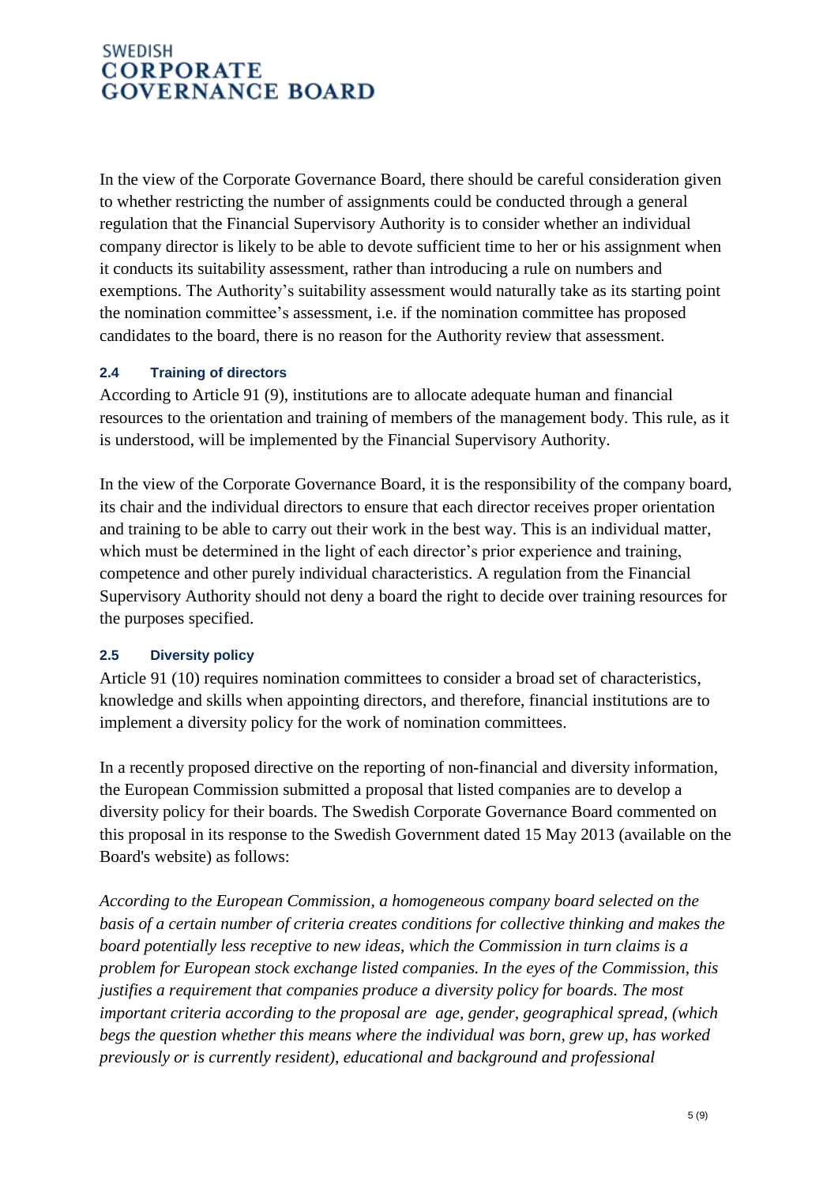In the view of the Corporate Governance Board, there should be careful consideration given to whether restricting the number of assignments could be conducted through a general regulation that the Financial Supervisory Authority is to consider whether an individual company director is likely to be able to devote sufficient time to her or his assignment when it conducts its suitability assessment, rather than introducing a rule on numbers and exemptions. The Authority's suitability assessment would naturally take as its starting point the nomination committee's assessment, i.e. if the nomination committee has proposed candidates to the board, there is no reason for the Authority review that assessment.

### 2.4 Training of directors

According to Article 91 (9), institutions are to allocate adequate human and financial resources to the orientation and training of members of the management body. This rule, as it is understood, will be implemented by the Financial Supervisory Authority.

In the view of the Corporate Governance Board, it is the responsibility of the company board, its chair and the individual directors to ensure that each director receives proper orientation and training to be able to carry out their work in the best way. This is an individual matter, which must be determined in the light of each director's prior experience and training, competence and other purely individual characteristics. A regulation from the Financial Supervisory Authority should not deny a board the right to decide over training resources for the purposes specified.

### 2.5 Diversity policy

Article 91 (10) requires nomination committees to consider a broad set of characteristics, knowledge and skills when appointing directors, and therefore, financial institutions are to implement a diversity policy for the work of nomination committees.

In a recently proposed directive on the reporting of non-financial and diversity information, the European Commission submitted a proposal that listed companies are to develop a diversity policy for their boards. The Swedish Corporate Governance Board commented on this proposal in its response to the Swedish Government dated 15 May 2013 (available on the Board's website) as follows:

*According to the European Commission, a homogeneous company board selected on the basis of a certain number of criteria creates conditions for collective thinking and makes the board potentially less receptive to new ideas, which the Commission in turn claims is a problem for European stock exchange listed companies. In the eyes of the Commission, this justifies a requirement that companies produce a diversity policy for boards. The most important criteria according to the proposal are age, gender, geographical spread, (which begs the question whether this means where the individual was born, grew up, has worked previously or is currently resident), educational and background and professional*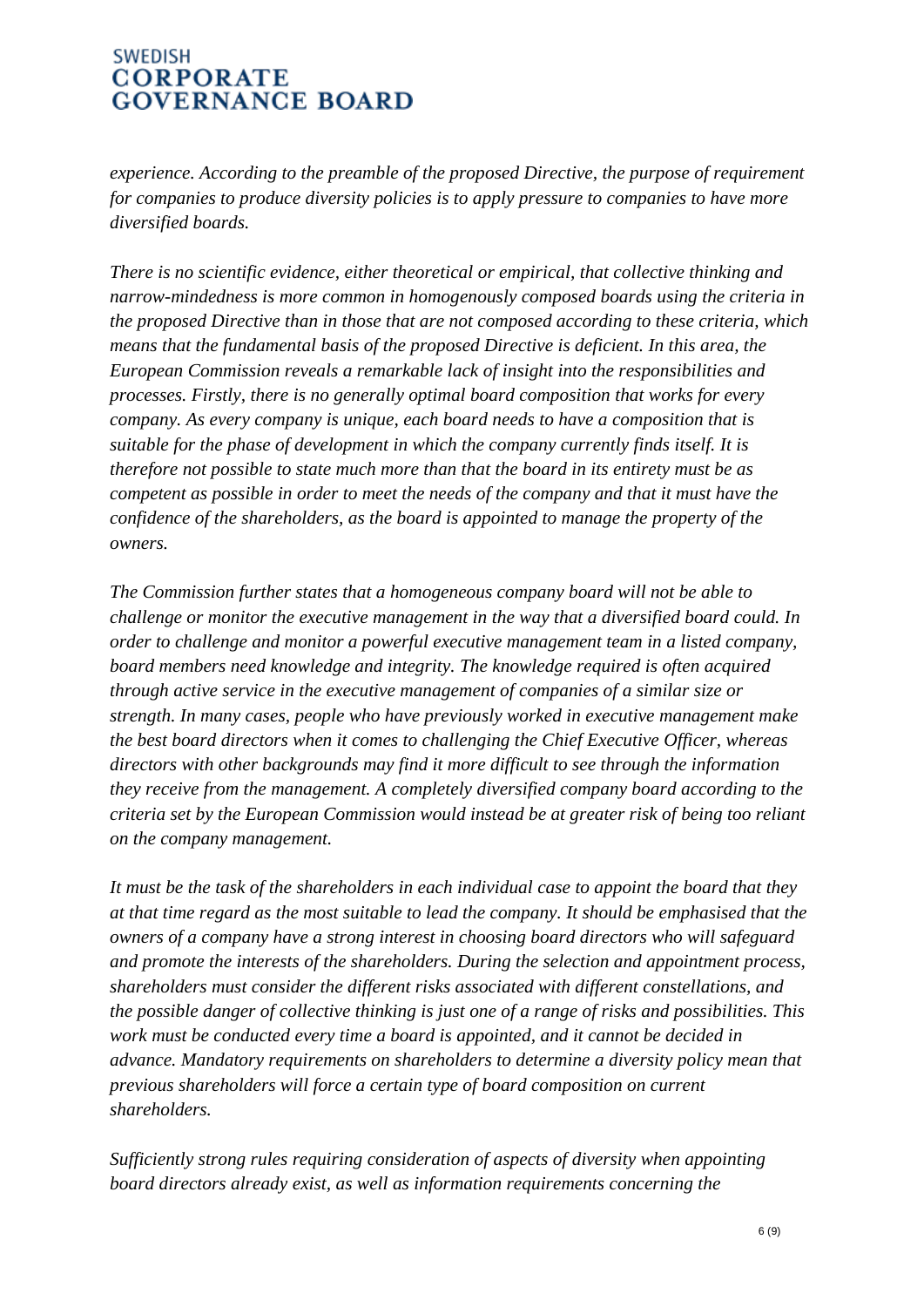*experience. According to the preamble of the proposed Directive, the purpose of requirement for companies to produce diversity policies is to apply pressure to companies to have more diversified boards.*

*There is no scientific evidence, either theoretical or empirical, that collective thinking and narrow-mindedness is more common in homogenously composed boards using the criteria in the proposed Directive than in those that are not composed according to these criteria, which means that the fundamental basis of the proposed Directive is deficient. In this area, the European Commission reveals a remarkable lack of insight into the responsibilities and processes. Firstly, there is no generally optimal board composition that works for every company. As every company is unique, each board needs to have a composition that is suitable for the phase of development in which the company currently finds itself. It is therefore not possible to state much more than that the board in its entirety must be as competent as possible in order to meet the needs of the company and that it must have the confidence of the shareholders, as the board is appointed to manage the property of the owners.*

*The Commission further states that a homogeneous company board will not be able to challenge or monitor the executive management in the way that a diversified board could. In order to challenge and monitor a powerful executive management team in a listed company, board members need knowledge and integrity. The knowledge required is often acquired through active service in the executive management of companies of a similar size or strength. In many cases, people who have previously worked in executive management make the best board directors when it comes to challenging the Chief Executive Officer, whereas directors with other backgrounds may find it more difficult to see through the information they receive from the management. A completely diversified company board according to the criteria set by the European Commission would instead be at greater risk of being too reliant on the company management.*

*It must be the task of the shareholders in each individual case to appoint the board that they at that time regard as the most suitable to lead the company. It should be emphasised that the owners of a company have a strong interest in choosing board directors who will safeguard and promote the interests of the shareholders. During the selection and appointment process, shareholders must consider the different risks associated with different constellations, and the possible danger of collective thinking is just one of a range of risks and possibilities. This work must be conducted every time a board is appointed, and it cannot be decided in advance. Mandatory requirements on shareholders to determine a diversity policy mean that previous shareholders will force a certain type of board composition on current shareholders.*

*Sufficiently strong rules requiring consideration of aspects of diversity when appointing board directors already exist, as well as information requirements concerning the*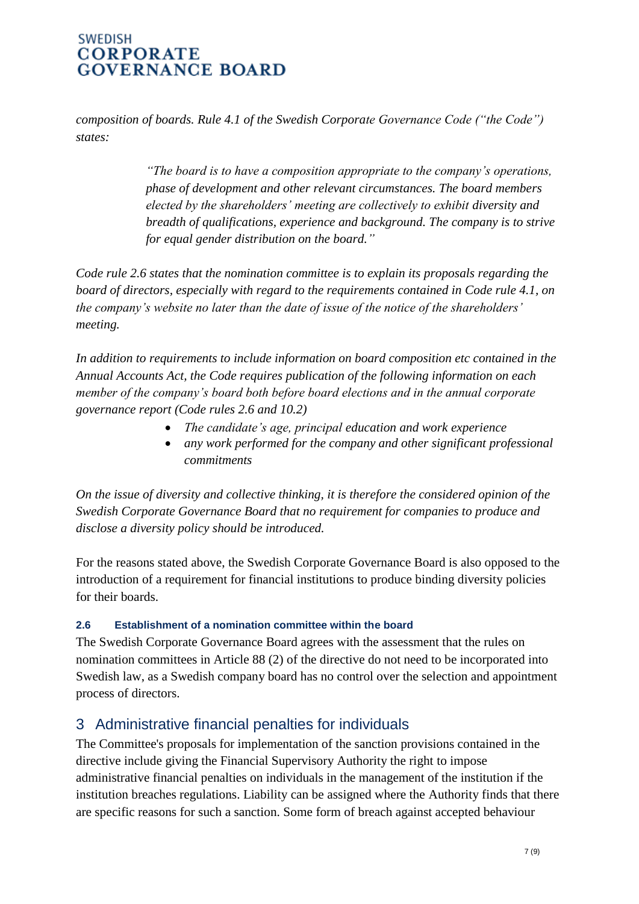*composition of boards. Rule 4.1 of the Swedish Corporate Governance Code ("the Code") states:*

> *"The board is to have a composition appropriate to the company's operations, phase of development and other relevant circumstances. The board members elected by the shareholders' meeting are collectively to exhibit diversity and breadth of qualifications, experience and background. The company is to strive for equal gender distribution on the board."*

*Code rule 2.6 states that the nomination committee is to explain its proposals regarding the board of directors, especially with regard to the requirements contained in Code rule 4.1, on the company's website no later than the date of issue of the notice of the shareholders' meeting.*

*In addition to requirements to include information on board composition etc contained in the Annual Accounts Act, the Code requires publication of the following information on each member of the company's board both before board elections and in the annual corporate governance report (Code rules 2.6 and 10.2)*

- *The candidate's age, principal education and work experience*
- *any work performed for the company and other significant professional commitments*

*On the issue of diversity and collective thinking, it is therefore the considered opinion of the Swedish Corporate Governance Board that no requirement for companies to produce and disclose a diversity policy should be introduced.*

For the reasons stated above, the Swedish Corporate Governance Board is also opposed to the introduction of a requirement for financial institutions to produce binding diversity policies for their boards.

### 2.6 Establishment of a nomination committee within the board

The Swedish Corporate Governance Board agrees with the assessment that the rules on nomination committees in Article 88 (2) of the directive do not need to be incorporated into Swedish law, as a Swedish company board has no control over the selection and appointment process of directors.

## 3 Administrative financial penalties for individuals

The Committee's proposals for implementation of the sanction provisions contained in the directive include giving the Financial Supervisory Authority the right to impose administrative financial penalties on individuals in the management of the institution if the institution breaches regulations. Liability can be assigned where the Authority finds that there are specific reasons for such a sanction. Some form of breach against accepted behaviour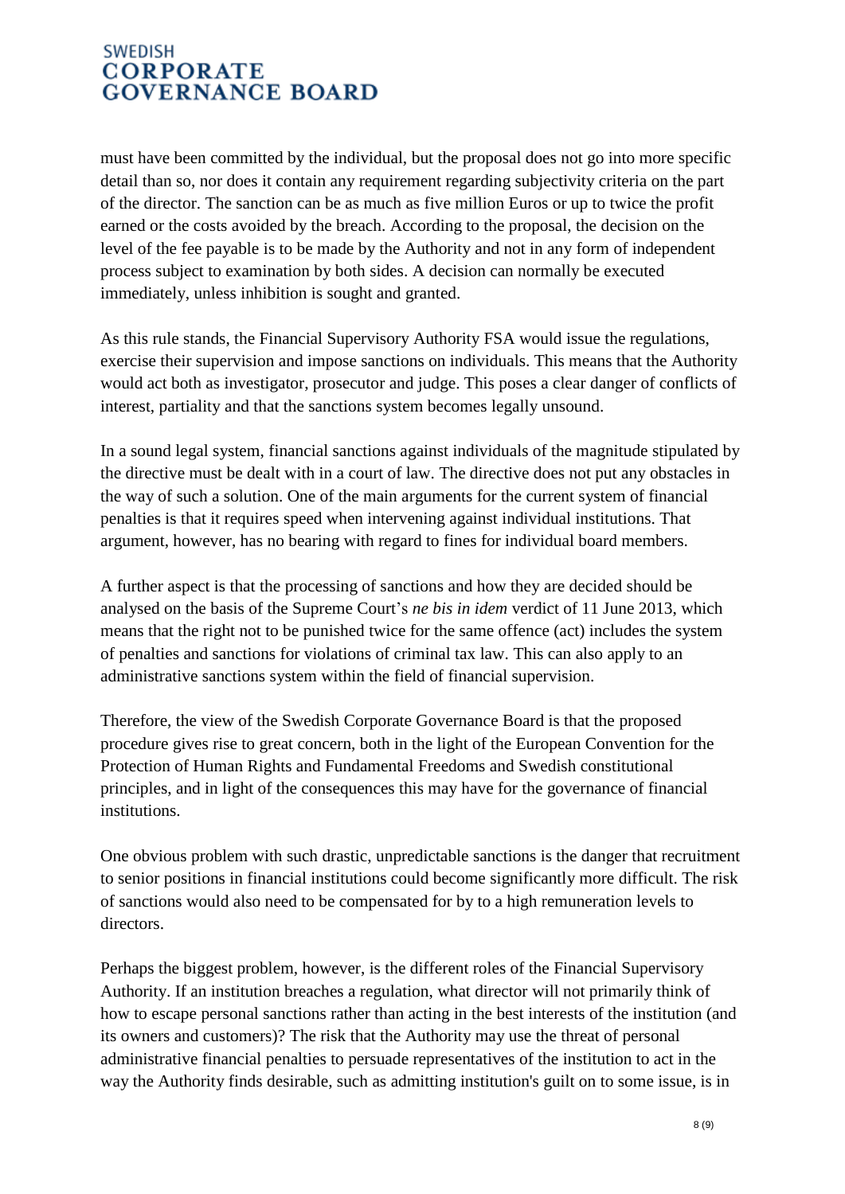must have been committed by the individual, but the proposal does not go into more specific detail than so, nor does it contain any requirement regarding subjectivity criteria on the part of the director. The sanction can be as much as five million Euros or up to twice the profit earned or the costs avoided by the breach. According to the proposal, the decision on the level of the fee payable is to be made by the Authority and not in any form of independent process subject to examination by both sides. A decision can normally be executed immediately, unless inhibition is sought and granted.

As this rule stands, the Financial Supervisory Authority FSA would issue the regulations, exercise their supervision and impose sanctions on individuals. This means that the Authority would act both as investigator, prosecutor and judge. This poses a clear danger of conflicts of interest, partiality and that the sanctions system becomes legally unsound.

In a sound legal system, financial sanctions against individuals of the magnitude stipulated by the directive must be dealt with in a court of law. The directive does not put any obstacles in the way of such a solution. One of the main arguments for the current system of financial penalties is that it requires speed when intervening against individual institutions. That argument, however, has no bearing with regard to fines for individual board members.

A further aspect is that the processing of sanctions and how they are decided should be analysed on the basis of the Supreme Court's *ne bis in idem* verdict of 11 June 2013, which means that the right not to be punished twice for the same offence (act) includes the system of penalties and sanctions for violations of criminal tax law. This can also apply to an administrative sanctions system within the field of financial supervision.

Therefore, the view of the Swedish Corporate Governance Board is that the proposed procedure gives rise to great concern, both in the light of the European Convention for the Protection of Human Rights and Fundamental Freedoms and Swedish constitutional principles, and in light of the consequences this may have for the governance of financial institutions.

One obvious problem with such drastic, unpredictable sanctions is the danger that recruitment to senior positions in financial institutions could become significantly more difficult. The risk of sanctions would also need to be compensated for by to a high remuneration levels to directors.

Perhaps the biggest problem, however, is the different roles of the Financial Supervisory Authority. If an institution breaches a regulation, what director will not primarily think of how to escape personal sanctions rather than acting in the best interests of the institution (and its owners and customers)? The risk that the Authority may use the threat of personal administrative financial penalties to persuade representatives of the institution to act in the way the Authority finds desirable, such as admitting institution's guilt on to some issue, is in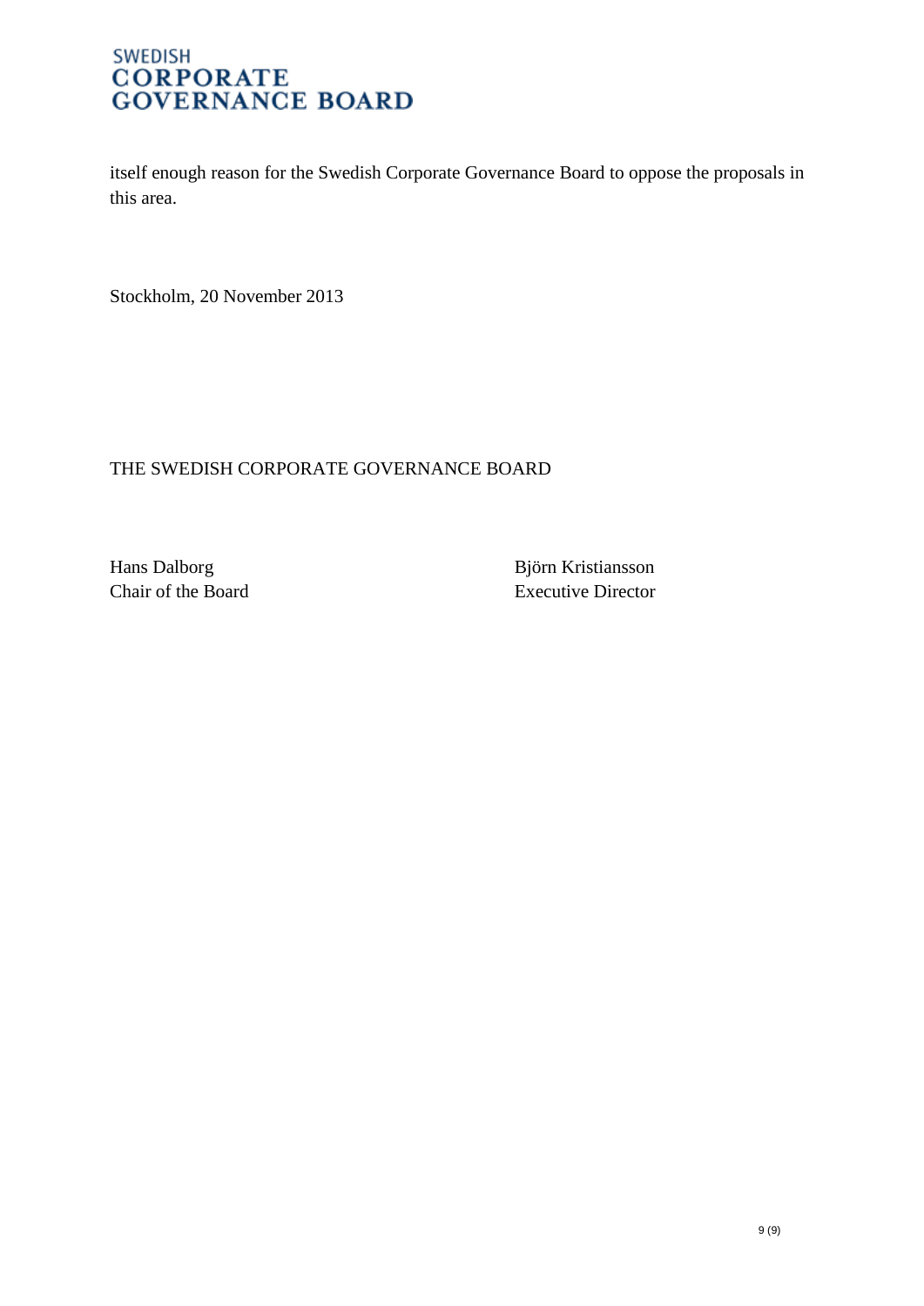itself enough reason for the Swedish Corporate Governance Board to oppose the proposals in this area.

Stockholm, 20 November 2013

THE SWEDISH CORPORATE GOVERNANCE BOARD

Hans Dalborg
Chair of the Board

Björn Kristiansson
Executive Director